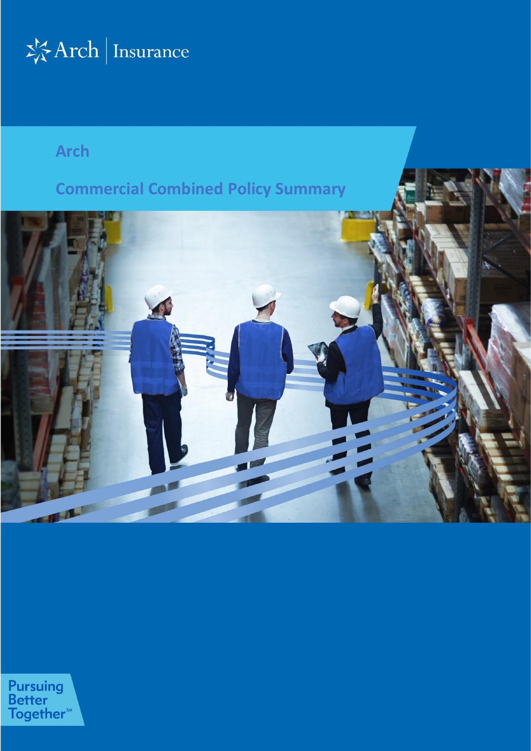Arch | Insurance

# Arch

# Commercial Combined Policy Summary

Pursuing Better Together℠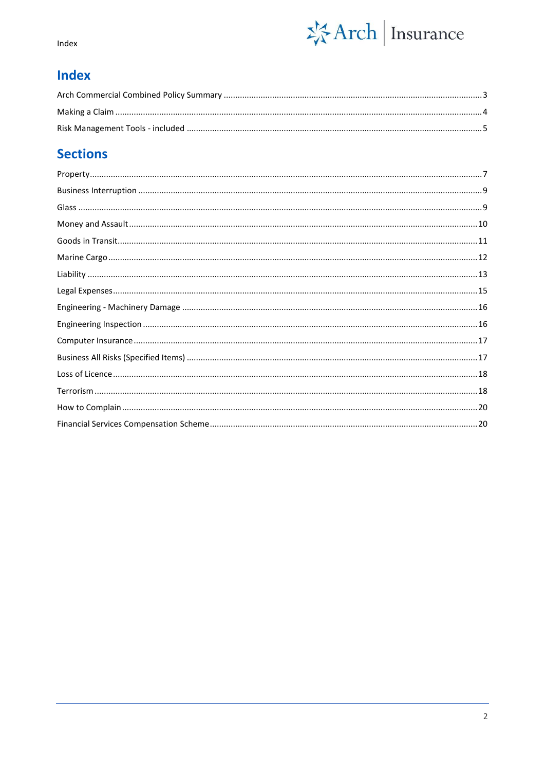## Index

Arch Commercial Combined Policy Summary ....................................................3

Making a Claim ....................................................4

Risk Management Tools - included ....................................................5

## Sections

Property....................................................7

Business Interruption ....................................................9

Glass ....................................................9

Money and Assault....................................................10

Goods in Transit....................................................11

Marine Cargo....................................................12

Liability ....................................................13

Legal Expenses....................................................15

Engineering - Machinery Damage ....................................................16

Engineering Inspection ....................................................16

Computer Insurance....................................................17

Business All Risks (Specified Items) ....................................................17

Loss of Licence....................................................18

Terrorism....................................................18

How to Complain....................................................20

Financial Services Compensation Scheme....................................................20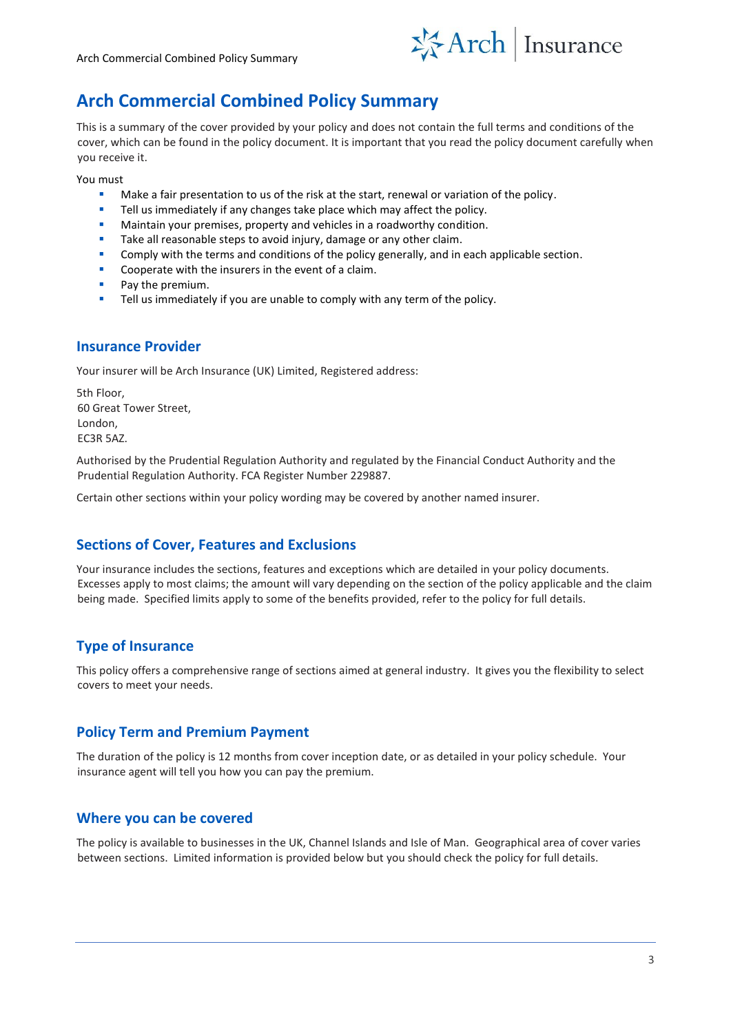# Arch Commercial Combined Policy Summary

This is a summary of the cover provided by your policy and does not contain the full terms and conditions of the cover, which can be found in the policy document. It is important that you read the policy document carefully when you receive it.

You must

- Make a fair presentation to us of the risk at the start, renewal or variation of the policy.
- Tell us immediately if any changes take place which may affect the policy.
- Maintain your premises, property and vehicles in a roadworthy condition.
- Take all reasonable steps to avoid injury, damage or any other claim.
- Comply with the terms and conditions of the policy generally, and in each applicable section.
- Cooperate with the insurers in the event of a claim.
- Pay the premium.
- Tell us immediately if you are unable to comply with any term of the policy.

## Insurance Provider

Your insurer will be Arch Insurance (UK) Limited, Registered address:

5th Floor,
60 Great Tower Street,
London,
EC3R 5AZ.

Authorised by the Prudential Regulation Authority and regulated by the Financial Conduct Authority and the Prudential Regulation Authority. FCA Register Number 229887.

Certain other sections within your policy wording may be covered by another named insurer.

## Sections of Cover, Features and Exclusions

Your insurance includes the sections, features and exceptions which are detailed in your policy documents. Excesses apply to most claims; the amount will vary depending on the section of the policy applicable and the claim being made. Specified limits apply to some of the benefits provided, refer to the policy for full details.

## Type of Insurance

This policy offers a comprehensive range of sections aimed at general industry. It gives you the flexibility to select covers to meet your needs.

## Policy Term and Premium Payment

The duration of the policy is 12 months from cover inception date, or as detailed in your policy schedule. Your insurance agent will tell you how you can pay the premium.

## Where you can be covered

The policy is available to businesses in the UK, Channel Islands and Isle of Man. Geographical area of cover varies between sections. Limited information is provided below but you should check the policy for full details.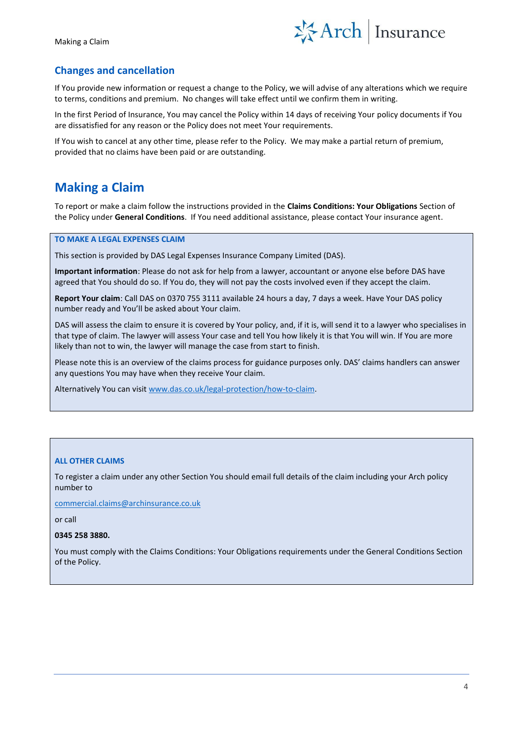## Changes and cancellation

If You provide new information or request a change to the Policy, we will advise of any alterations which we require to terms, conditions and premium. No changes will take effect until we confirm them in writing.

In the first Period of Insurance, You may cancel the Policy within 14 days of receiving Your policy documents if You are dissatisfied for any reason or the Policy does not meet Your requirements.

If You wish to cancel at any other time, please refer to the Policy. We may make a partial return of premium, provided that no claims have been paid or are outstanding.

# Making a Claim

To report or make a claim follow the instructions provided in the **Claims Conditions: Your Obligations** Section of the Policy under **General Conditions**. If You need additional assistance, please contact Your insurance agent.

### TO MAKE A LEGAL EXPENSES CLAIM

This section is provided by DAS Legal Expenses Insurance Company Limited (DAS).

**Important information**: Please do not ask for help from a lawyer, accountant or anyone else before DAS have agreed that You should do so. If You do, they will not pay the costs involved even if they accept the claim.

**Report Your claim**: Call DAS on 0370 755 3111 available 24 hours a day, 7 days a week. Have Your DAS policy number ready and You'll be asked about Your claim.

DAS will assess the claim to ensure it is covered by Your policy, and, if it is, will send it to a lawyer who specialises in that type of claim. The lawyer will assess Your case and tell You how likely it is that You will win. If You are more likely than not to win, the lawyer will manage the case from start to finish.

Please note this is an overview of the claims process for guidance purposes only. DAS' claims handlers can answer any questions You may have when they receive Your claim.

Alternatively You can visit www.das.co.uk/legal-protection/how-to-claim.

### ALL OTHER CLAIMS

To register a claim under any other Section You should email full details of the claim including your Arch policy number to

commercial.claims@archinsurance.co.uk

or call

**0345 258 3880.**

You must comply with the Claims Conditions: Your Obligations requirements under the General Conditions Section of the Policy.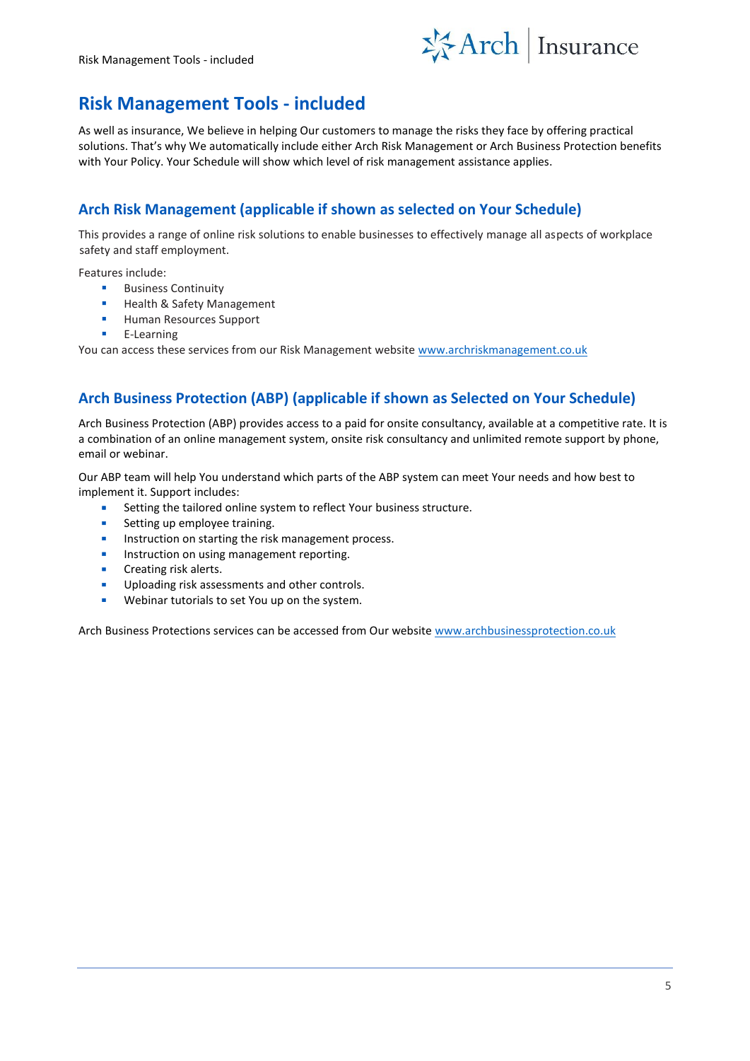# Risk Management Tools - included

As well as insurance, We believe in helping Our customers to manage the risks they face by offering practical solutions. That's why We automatically include either Arch Risk Management or Arch Business Protection benefits with Your Policy. Your Schedule will show which level of risk management assistance applies.

## Arch Risk Management (applicable if shown as selected on Your Schedule)

This provides a range of online risk solutions to enable businesses to effectively manage all aspects of workplace safety and staff employment.

Features include:

- Business Continuity
- Health & Safety Management
- Human Resources Support
- E-Learning

You can access these services from our Risk Management website www.archriskmanagement.co.uk

## Arch Business Protection (ABP) (applicable if shown as Selected on Your Schedule)

Arch Business Protection (ABP) provides access to a paid for onsite consultancy, available at a competitive rate. It is a combination of an online management system, onsite risk consultancy and unlimited remote support by phone, email or webinar.

Our ABP team will help You understand which parts of the ABP system can meet Your needs and how best to implement it. Support includes:

- Setting the tailored online system to reflect Your business structure.
- Setting up employee training.
- Instruction on starting the risk management process.
- Instruction on using management reporting.
- Creating risk alerts.
- Uploading risk assessments and other controls.
- Webinar tutorials to set You up on the system.

Arch Business Protections services can be accessed from Our website www.archbusinessprotection.co.uk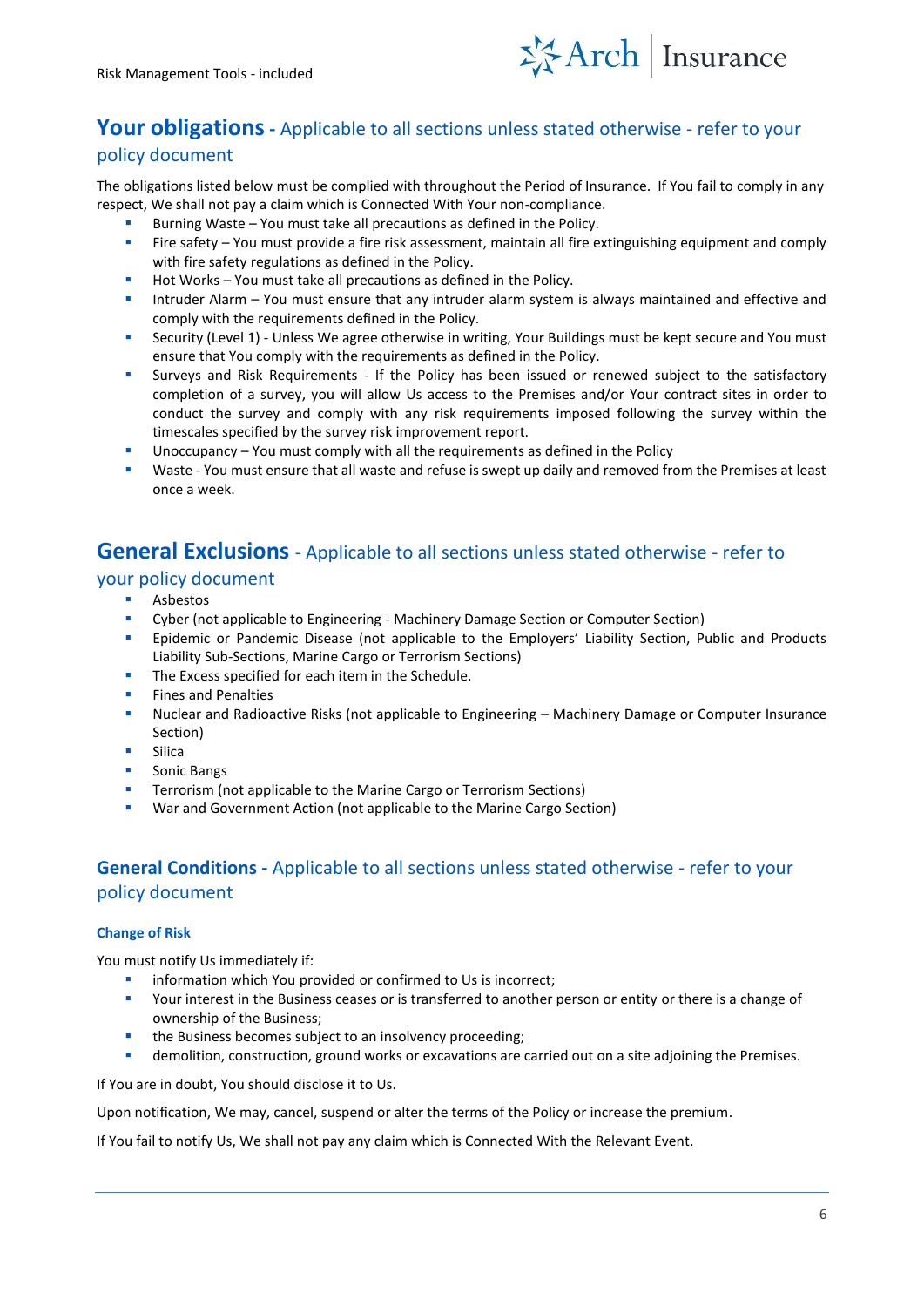## Your obligations - Applicable to all sections unless stated otherwise - refer to your policy document

The obligations listed below must be complied with throughout the Period of Insurance. If You fail to comply in any respect, We shall not pay a claim which is Connected With Your non-compliance.

- Burning Waste – You must take all precautions as defined in the Policy.
- Fire safety – You must provide a fire risk assessment, maintain all fire extinguishing equipment and comply with fire safety regulations as defined in the Policy.
- Hot Works – You must take all precautions as defined in the Policy.
- Intruder Alarm – You must ensure that any intruder alarm system is always maintained and effective and comply with the requirements defined in the Policy.
- Security (Level 1) - Unless We agree otherwise in writing, Your Buildings must be kept secure and You must ensure that You comply with the requirements as defined in the Policy.
- Surveys and Risk Requirements - If the Policy has been issued or renewed subject to the satisfactory completion of a survey, you will allow Us access to the Premises and/or Your contract sites in order to conduct the survey and comply with any risk requirements imposed following the survey within the timescales specified by the survey risk improvement report.
- Unoccupancy – You must comply with all the requirements as defined in the Policy
- Waste - You must ensure that all waste and refuse is swept up daily and removed from the Premises at least once a week.

## General Exclusions - Applicable to all sections unless stated otherwise - refer to your policy document

- Asbestos
- Cyber (not applicable to Engineering - Machinery Damage Section or Computer Section)
- Epidemic or Pandemic Disease (not applicable to the Employers' Liability Section, Public and Products Liability Sub-Sections, Marine Cargo or Terrorism Sections)
- The Excess specified for each item in the Schedule.
- Fines and Penalties
- Nuclear and Radioactive Risks (not applicable to Engineering – Machinery Damage or Computer Insurance Section)
- Silica
- Sonic Bangs
- Terrorism (not applicable to the Marine Cargo or Terrorism Sections)
- War and Government Action (not applicable to the Marine Cargo Section)

## General Conditions - Applicable to all sections unless stated otherwise - refer to your policy document

### Change of Risk

You must notify Us immediately if:

- information which You provided or confirmed to Us is incorrect;
- Your interest in the Business ceases or is transferred to another person or entity or there is a change of ownership of the Business;
- the Business becomes subject to an insolvency proceeding;
- demolition, construction, ground works or excavations are carried out on a site adjoining the Premises.

If You are in doubt, You should disclose it to Us.

Upon notification, We may, cancel, suspend or alter the terms of the Policy or increase the premium.

If You fail to notify Us, We shall not pay any claim which is Connected With the Relevant Event.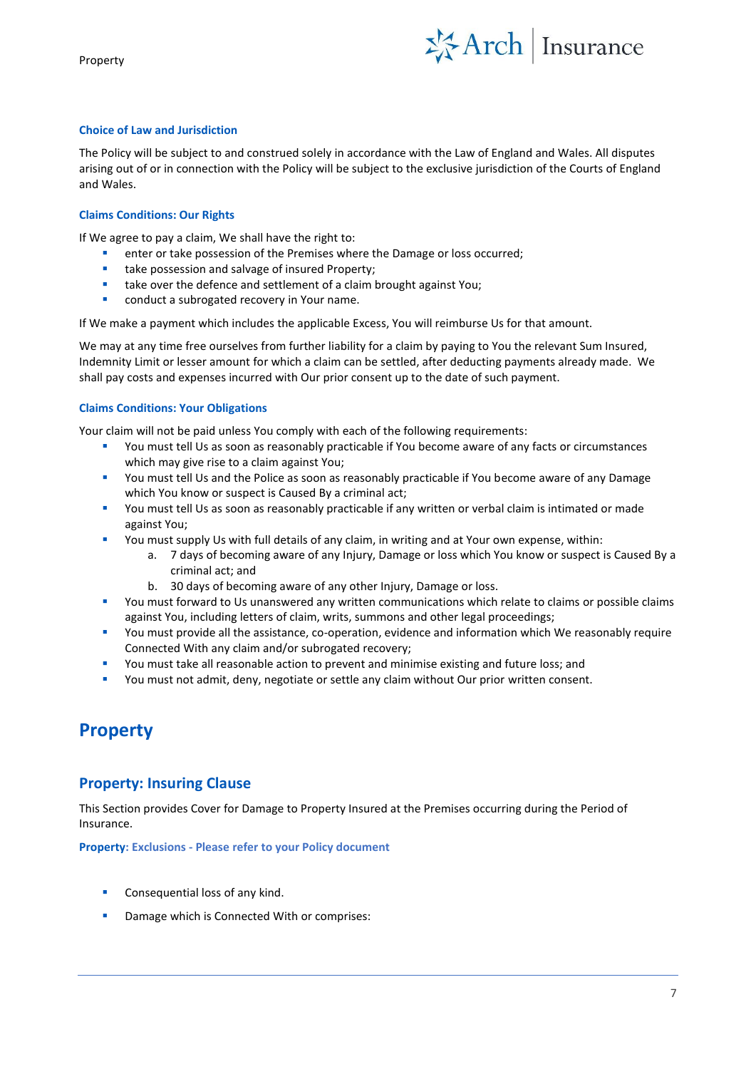### Choice of Law and Jurisdiction

The Policy will be subject to and construed solely in accordance with the Law of England and Wales. All disputes arising out of or in connection with the Policy will be subject to the exclusive jurisdiction of the Courts of England and Wales.

### Claims Conditions: Our Rights

If We agree to pay a claim, We shall have the right to:

- enter or take possession of the Premises where the Damage or loss occurred;
- take possession and salvage of insured Property;
- take over the defence and settlement of a claim brought against You;
- conduct a subrogated recovery in Your name.

If We make a payment which includes the applicable Excess, You will reimburse Us for that amount.

We may at any time free ourselves from further liability for a claim by paying to You the relevant Sum Insured, Indemnity Limit or lesser amount for which a claim can be settled, after deducting payments already made. We shall pay costs and expenses incurred with Our prior consent up to the date of such payment.

### Claims Conditions: Your Obligations

Your claim will not be paid unless You comply with each of the following requirements:

- You must tell Us as soon as reasonably practicable if You become aware of any facts or circumstances which may give rise to a claim against You;
- You must tell Us and the Police as soon as reasonably practicable if You become aware of any Damage which You know or suspect is Caused By a criminal act;
- You must tell Us as soon as reasonably practicable if any written or verbal claim is intimated or made against You;
- You must supply Us with full details of any claim, in writing and at Your own expense, within:
  a. 7 days of becoming aware of any Injury, Damage or loss which You know or suspect is Caused By a criminal act; and
  b. 30 days of becoming aware of any other Injury, Damage or loss.
- You must forward to Us unanswered any written communications which relate to claims or possible claims against You, including letters of claim, writs, summons and other legal proceedings;
- You must provide all the assistance, co-operation, evidence and information which We reasonably require Connected With any claim and/or subrogated recovery;
- You must take all reasonable action to prevent and minimise existing and future loss; and
- You must not admit, deny, negotiate or settle any claim without Our prior written consent.

# Property

## Property: Insuring Clause

This Section provides Cover for Damage to Property Insured at the Premises occurring during the Period of Insurance.

### Property: Exclusions - Please refer to your Policy document

- Consequential loss of any kind.
- Damage which is Connected With or comprises: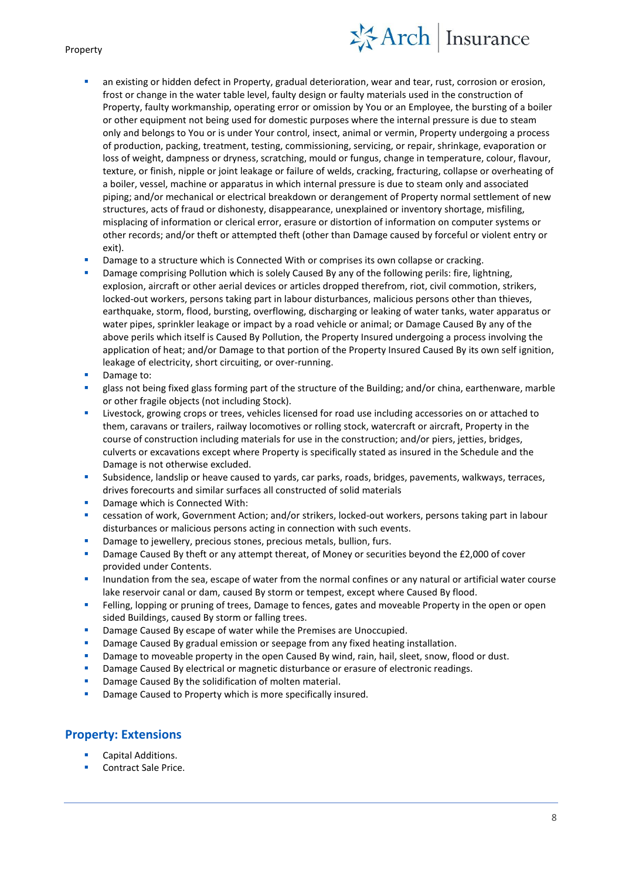- an existing or hidden defect in Property, gradual deterioration, wear and tear, rust, corrosion or erosion, frost or change in the water table level, faulty design or faulty materials used in the construction of Property, faulty workmanship, operating error or omission by You or an Employee, the bursting of a boiler or other equipment not being used for domestic purposes where the internal pressure is due to steam only and belongs to You or is under Your control, insect, animal or vermin, Property undergoing a process of production, packing, treatment, testing, commissioning, servicing, or repair, shrinkage, evaporation or loss of weight, dampness or dryness, scratching, mould or fungus, change in temperature, colour, flavour, texture, or finish, nipple or joint leakage or failure of welds, cracking, fracturing, collapse or overheating of a boiler, vessel, machine or apparatus in which internal pressure is due to steam only and associated piping; and/or mechanical or electrical breakdown or derangement of Property normal settlement of new structures, acts of fraud or dishonesty, disappearance, unexplained or inventory shortage, misfiling, misplacing of information or clerical error, erasure or distortion of information on computer systems or other records; and/or theft or attempted theft (other than Damage caused by forceful or violent entry or exit).
- Damage to a structure which is Connected With or comprises its own collapse or cracking.
- Damage comprising Pollution which is solely Caused By any of the following perils: fire, lightning, explosion, aircraft or other aerial devices or articles dropped therefrom, riot, civil commotion, strikers, locked-out workers, persons taking part in labour disturbances, malicious persons other than thieves, earthquake, storm, flood, bursting, overflowing, discharging or leaking of water tanks, water apparatus or water pipes, sprinkler leakage or impact by a road vehicle or animal; or Damage Caused By any of the above perils which itself is Caused By Pollution, the Property Insured undergoing a process involving the application of heat; and/or Damage to that portion of the Property Insured Caused By its own self ignition, leakage of electricity, short circuiting, or over-running.
- Damage to:
- glass not being fixed glass forming part of the structure of the Building; and/or china, earthenware, marble or other fragile objects (not including Stock).
- Livestock, growing crops or trees, vehicles licensed for road use including accessories on or attached to them, caravans or trailers, railway locomotives or rolling stock, watercraft or aircraft, Property in the course of construction including materials for use in the construction; and/or piers, jetties, bridges, culverts or excavations except where Property is specifically stated as insured in the Schedule and the Damage is not otherwise excluded.
- Subsidence, landslip or heave caused to yards, car parks, roads, bridges, pavements, walkways, terraces, drives forecourts and similar surfaces all constructed of solid materials
- Damage which is Connected With:
- cessation of work, Government Action; and/or strikers, locked-out workers, persons taking part in labour disturbances or malicious persons acting in connection with such events.
- Damage to jewellery, precious stones, precious metals, bullion, furs.
- Damage Caused By theft or any attempt thereat, of Money or securities beyond the £2,000 of cover provided under Contents.
- Inundation from the sea, escape of water from the normal confines or any natural or artificial water course lake reservoir canal or dam, caused By storm or tempest, except where Caused By flood.
- Felling, lopping or pruning of trees, Damage to fences, gates and moveable Property in the open or open sided Buildings, caused By storm or falling trees.
- Damage Caused By escape of water while the Premises are Unoccupied.
- Damage Caused By gradual emission or seepage from any fixed heating installation.
- Damage to moveable property in the open Caused By wind, rain, hail, sleet, snow, flood or dust.
- Damage Caused By electrical or magnetic disturbance or erasure of electronic readings.
- Damage Caused By the solidification of molten material.
- Damage Caused to Property which is more specifically insured.

## Property: Extensions

- Capital Additions.
- Contract Sale Price.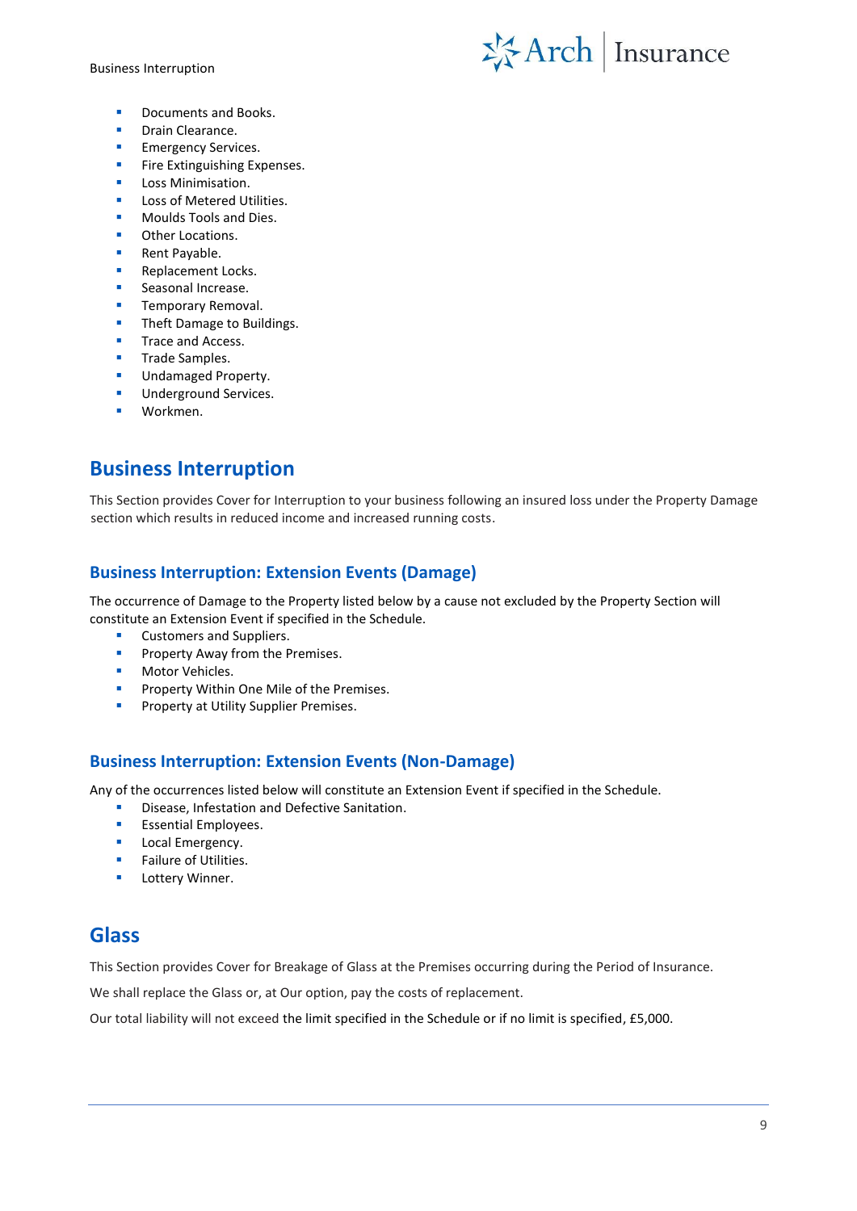- Documents and Books.
- Drain Clearance.
- Emergency Services.
- Fire Extinguishing Expenses.
- Loss Minimisation.
- Loss of Metered Utilities.
- Moulds Tools and Dies.
- Other Locations.
- Rent Payable.
- Replacement Locks.
- Seasonal Increase.
- Temporary Removal.
- Theft Damage to Buildings.
- Trace and Access.
- Trade Samples.
- Undamaged Property.
- Underground Services.
- Workmen.

## Business Interruption

This Section provides Cover for Interruption to your business following an insured loss under the Property Damage section which results in reduced income and increased running costs.

### Business Interruption: Extension Events (Damage)

The occurrence of Damage to the Property listed below by a cause not excluded by the Property Section will constitute an Extension Event if specified in the Schedule.

- Customers and Suppliers.
- Property Away from the Premises.
- Motor Vehicles.
- Property Within One Mile of the Premises.
- Property at Utility Supplier Premises.

### Business Interruption: Extension Events (Non-Damage)

Any of the occurrences listed below will constitute an Extension Event if specified in the Schedule.

- Disease, Infestation and Defective Sanitation.
- Essential Employees.
- Local Emergency.
- Failure of Utilities.
- Lottery Winner.

## Glass

This Section provides Cover for Breakage of Glass at the Premises occurring during the Period of Insurance.

We shall replace the Glass or, at Our option, pay the costs of replacement.

Our total liability will not exceed the limit specified in the Schedule or if no limit is specified, £5,000.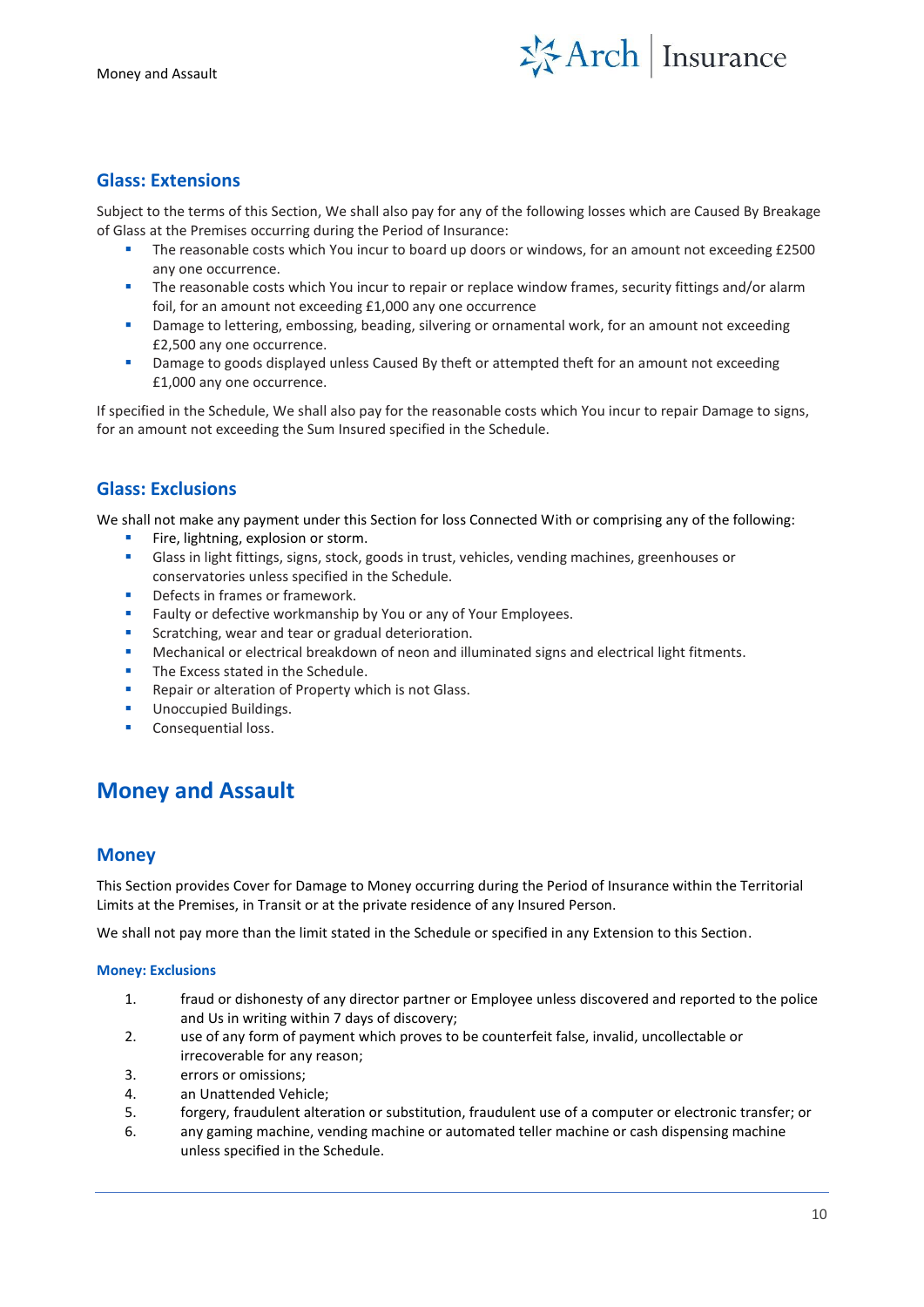## Glass: Extensions

Subject to the terms of this Section, We shall also pay for any of the following losses which are Caused By Breakage of Glass at the Premises occurring during the Period of Insurance:

- The reasonable costs which You incur to board up doors or windows, for an amount not exceeding £2500 any one occurrence.
- The reasonable costs which You incur to repair or replace window frames, security fittings and/or alarm foil, for an amount not exceeding £1,000 any one occurrence
- Damage to lettering, embossing, beading, silvering or ornamental work, for an amount not exceeding £2,500 any one occurrence.
- Damage to goods displayed unless Caused By theft or attempted theft for an amount not exceeding £1,000 any one occurrence.

If specified in the Schedule, We shall also pay for the reasonable costs which You incur to repair Damage to signs, for an amount not exceeding the Sum Insured specified in the Schedule.

## Glass: Exclusions

We shall not make any payment under this Section for loss Connected With or comprising any of the following:

- Fire, lightning, explosion or storm.
- Glass in light fittings, signs, stock, goods in trust, vehicles, vending machines, greenhouses or conservatories unless specified in the Schedule.
- Defects in frames or framework.
- Faulty or defective workmanship by You or any of Your Employees.
- Scratching, wear and tear or gradual deterioration.
- Mechanical or electrical breakdown of neon and illuminated signs and electrical light fitments.
- The Excess stated in the Schedule.
- Repair or alteration of Property which is not Glass.
- Unoccupied Buildings.
- Consequential loss.

# Money and Assault

## Money

This Section provides Cover for Damage to Money occurring during the Period of Insurance within the Territorial Limits at the Premises, in Transit or at the private residence of any Insured Person.

We shall not pay more than the limit stated in the Schedule or specified in any Extension to this Section.

### Money: Exclusions

1. fraud or dishonesty of any director partner or Employee unless discovered and reported to the police and Us in writing within 7 days of discovery;
2. use of any form of payment which proves to be counterfeit false, invalid, uncollectable or irrecoverable for any reason;
3. errors or omissions;
4. an Unattended Vehicle;
5. forgery, fraudulent alteration or substitution, fraudulent use of a computer or electronic transfer; or
6. any gaming machine, vending machine or automated teller machine or cash dispensing machine unless specified in the Schedule.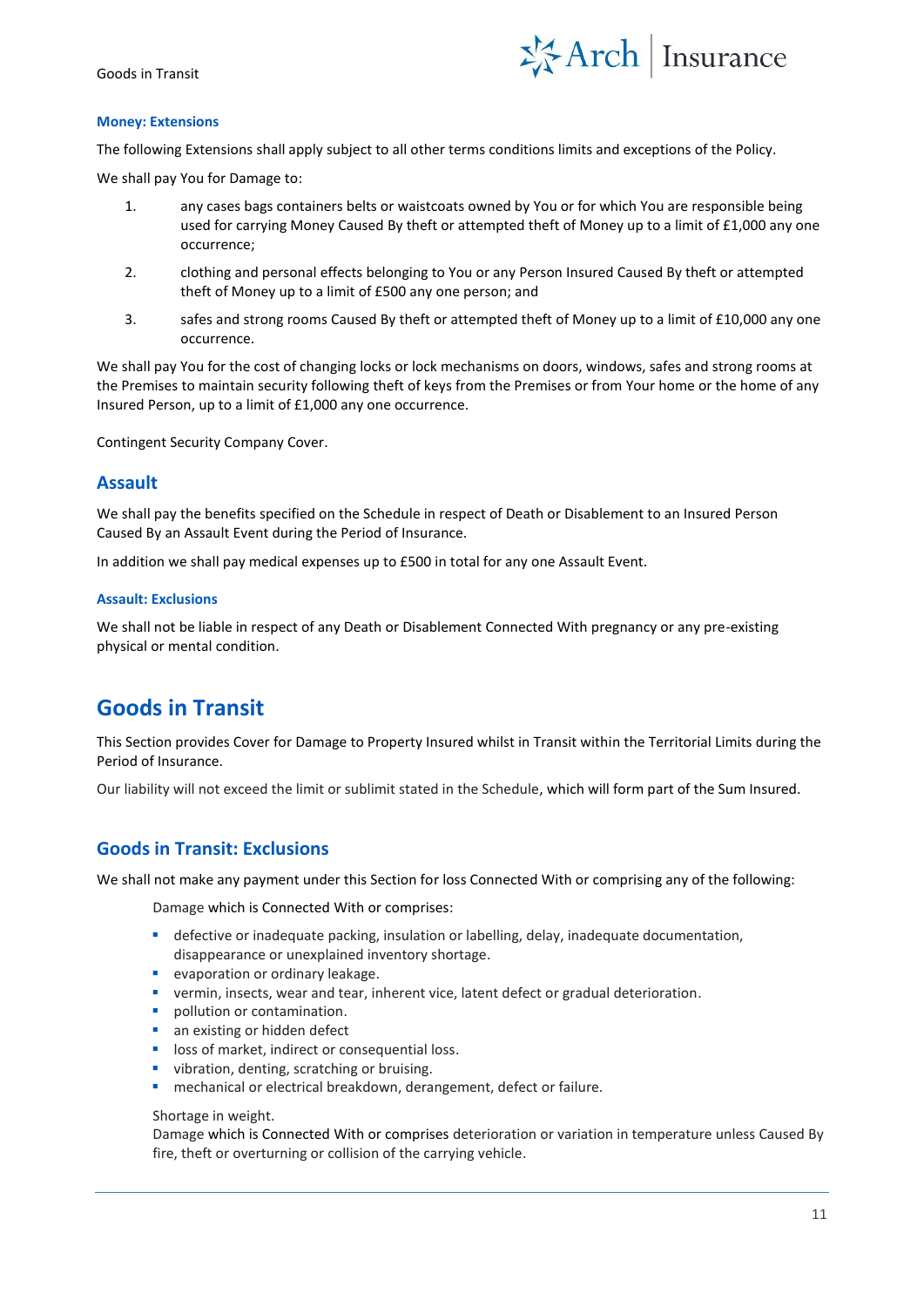### Money: Extensions

The following Extensions shall apply subject to all other terms conditions limits and exceptions of the Policy.

We shall pay You for Damage to:

1. any cases bags containers belts or waistcoats owned by You or for which You are responsible being used for carrying Money Caused By theft or attempted theft of Money up to a limit of £1,000 any one occurrence;
2. clothing and personal effects belonging to You or any Person Insured Caused By theft or attempted theft of Money up to a limit of £500 any one person; and
3. safes and strong rooms Caused By theft or attempted theft of Money up to a limit of £10,000 any one occurrence.

We shall pay You for the cost of changing locks or lock mechanisms on doors, windows, safes and strong rooms at the Premises to maintain security following theft of keys from the Premises or from Your home or the home of any Insured Person, up to a limit of £1,000 any one occurrence.

Contingent Security Company Cover.

## Assault

We shall pay the benefits specified on the Schedule in respect of Death or Disablement to an Insured Person Caused By an Assault Event during the Period of Insurance.

In addition we shall pay medical expenses up to £500 in total for any one Assault Event.

### Assault: Exclusions

We shall not be liable in respect of any Death or Disablement Connected With pregnancy or any pre-existing physical or mental condition.

# Goods in Transit

This Section provides Cover for Damage to Property Insured whilst in Transit within the Territorial Limits during the Period of Insurance.

Our liability will not exceed the limit or sublimit stated in the Schedule, which will form part of the Sum Insured.

## Goods in Transit: Exclusions

We shall not make any payment under this Section for loss Connected With or comprising any of the following:

Damage which is Connected With or comprises:

- defective or inadequate packing, insulation or labelling, delay, inadequate documentation, disappearance or unexplained inventory shortage.
- evaporation or ordinary leakage.
- vermin, insects, wear and tear, inherent vice, latent defect or gradual deterioration.
- pollution or contamination.
- an existing or hidden defect
- loss of market, indirect or consequential loss.
- vibration, denting, scratching or bruising.
- mechanical or electrical breakdown, derangement, defect or failure.

Shortage in weight.

Damage which is Connected With or comprises deterioration or variation in temperature unless Caused By fire, theft or overturning or collision of the carrying vehicle.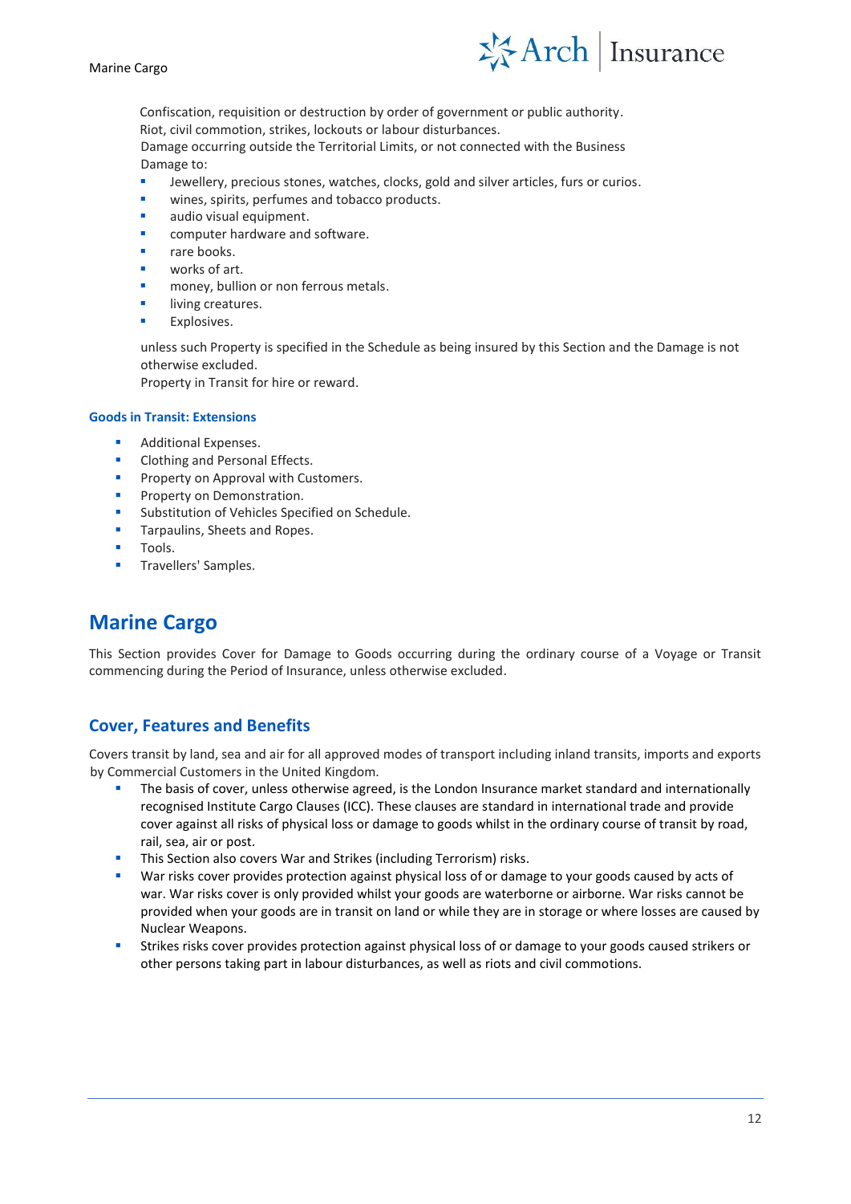Confiscation, requisition or destruction by order of government or public authority.
Riot, civil commotion, strikes, lockouts or labour disturbances.
Damage occurring outside the Territorial Limits, or not connected with the Business
Damage to:

- Jewellery, precious stones, watches, clocks, gold and silver articles, furs or curios.
- wines, spirits, perfumes and tobacco products.
- audio visual equipment.
- computer hardware and software.
- rare books.
- works of art.
- money, bullion or non ferrous metals.
- living creatures.
- Explosives.

unless such Property is specified in the Schedule as being insured by this Section and the Damage is not otherwise excluded.
Property in Transit for hire or reward.

### Goods in Transit: Extensions

- Additional Expenses.
- Clothing and Personal Effects.
- Property on Approval with Customers.
- Property on Demonstration.
- Substitution of Vehicles Specified on Schedule.
- Tarpaulins, Sheets and Ropes.
- Tools.
- Travellers' Samples.

# Marine Cargo

This Section provides Cover for Damage to Goods occurring during the ordinary course of a Voyage or Transit commencing during the Period of Insurance, unless otherwise excluded.

## Cover, Features and Benefits

Covers transit by land, sea and air for all approved modes of transport including inland transits, imports and exports by Commercial Customers in the United Kingdom.

- The basis of cover, unless otherwise agreed, is the London Insurance market standard and internationally recognised Institute Cargo Clauses (ICC). These clauses are standard in international trade and provide cover against all risks of physical loss or damage to goods whilst in the ordinary course of transit by road, rail, sea, air or post.
- This Section also covers War and Strikes (including Terrorism) risks.
- War risks cover provides protection against physical loss of or damage to your goods caused by acts of war. War risks cover is only provided whilst your goods are waterborne or airborne. War risks cannot be provided when your goods are in transit on land or while they are in storage or where losses are caused by Nuclear Weapons.
- Strikes risks cover provides protection against physical loss of or damage to your goods caused strikers or other persons taking part in labour disturbances, as well as riots and civil commotions.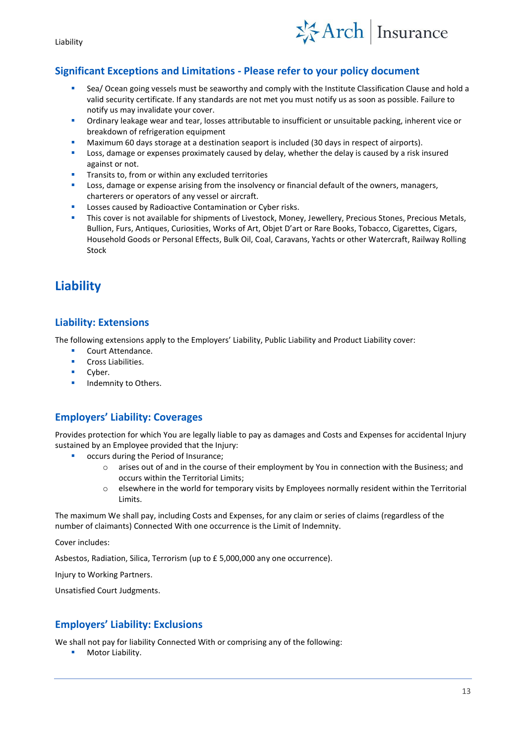### Significant Exceptions and Limitations - Please refer to your policy document

- Sea/ Ocean going vessels must be seaworthy and comply with the Institute Classification Clause and hold a valid security certificate. If any standards are not met you must notify us as soon as possible. Failure to notify us may invalidate your cover.
- Ordinary leakage wear and tear, losses attributable to insufficient or unsuitable packing, inherent vice or breakdown of refrigeration equipment
- Maximum 60 days storage at a destination seaport is included (30 days in respect of airports).
- Loss, damage or expenses proximately caused by delay, whether the delay is caused by a risk insured against or not.
- Transits to, from or within any excluded territories
- Loss, damage or expense arising from the insolvency or financial default of the owners, managers, charterers or operators of any vessel or aircraft.
- Losses caused by Radioactive Contamination or Cyber risks.
- This cover is not available for shipments of Livestock, Money, Jewellery, Precious Stones, Precious Metals, Bullion, Furs, Antiques, Curiosities, Works of Art, Objet D'art or Rare Books, Tobacco, Cigarettes, Cigars, Household Goods or Personal Effects, Bulk Oil, Coal, Caravans, Yachts or other Watercraft, Railway Rolling Stock

## Liability

### Liability: Extensions

The following extensions apply to the Employers' Liability, Public Liability and Product Liability cover:

- Court Attendance.
- Cross Liabilities.
- Cyber.
- Indemnity to Others.

### Employers' Liability: Coverages

Provides protection for which You are legally liable to pay as damages and Costs and Expenses for accidental Injury sustained by an Employee provided that the Injury:

- occurs during the Period of Insurance;
    - arises out of and in the course of their employment by You in connection with the Business; and occurs within the Territorial Limits;
    - elsewhere in the world for temporary visits by Employees normally resident within the Territorial Limits.

The maximum We shall pay, including Costs and Expenses, for any claim or series of claims (regardless of the number of claimants) Connected With one occurrence is the Limit of Indemnity.

Cover includes:

Asbestos, Radiation, Silica, Terrorism (up to £ 5,000,000 any one occurrence).

Injury to Working Partners.

Unsatisfied Court Judgments.

### Employers' Liability: Exclusions

We shall not pay for liability Connected With or comprising any of the following:

- Motor Liability.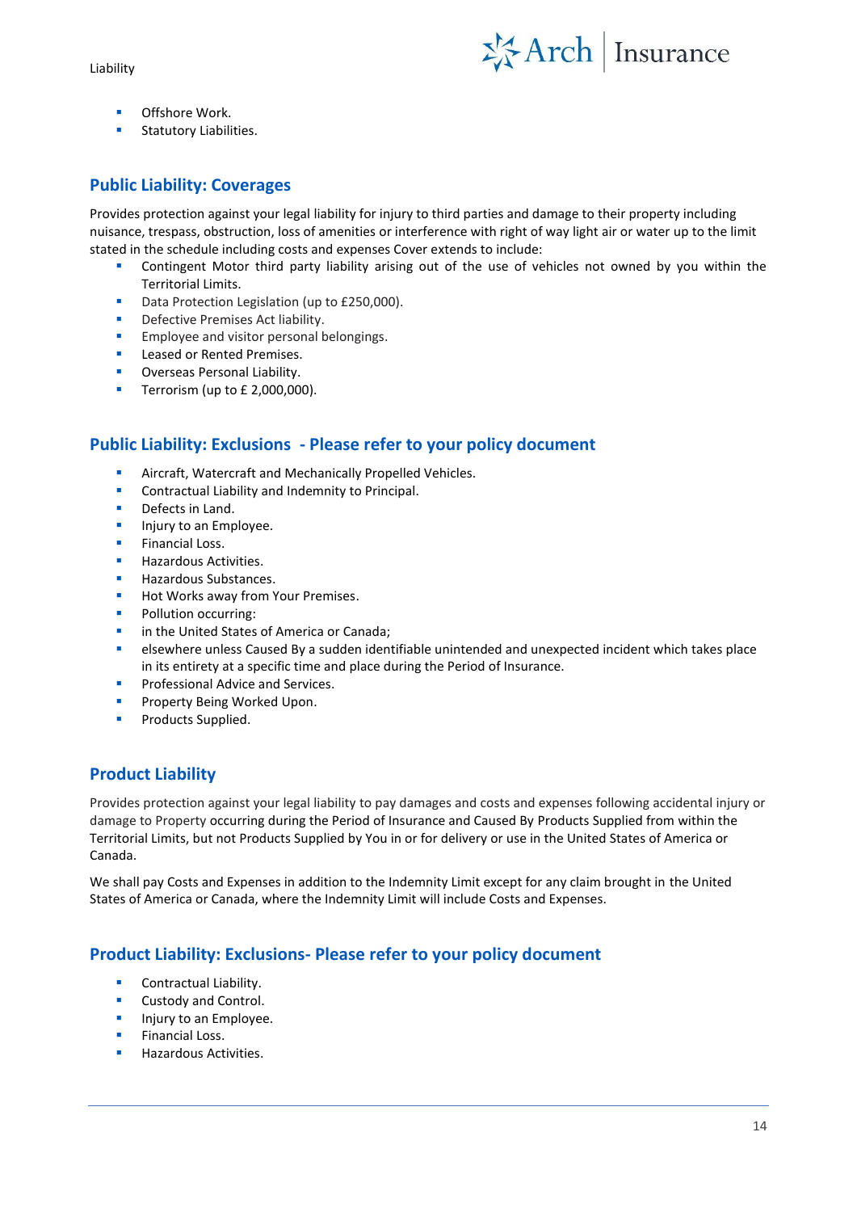- Offshore Work.
- Statutory Liabilities.

## Public Liability: Coverages

Provides protection against your legal liability for injury to third parties and damage to their property including nuisance, trespass, obstruction, loss of amenities or interference with right of way light air or water up to the limit stated in the schedule including costs and expenses Cover extends to include:

- Contingent Motor third party liability arising out of the use of vehicles not owned by you within the Territorial Limits.
- Data Protection Legislation (up to £250,000).
- Defective Premises Act liability.
- Employee and visitor personal belongings.
- Leased or Rented Premises.
- Overseas Personal Liability.
- Terrorism (up to £ 2,000,000).

## Public Liability: Exclusions - Please refer to your policy document

- Aircraft, Watercraft and Mechanically Propelled Vehicles.
- Contractual Liability and Indemnity to Principal.
- Defects in Land.
- Injury to an Employee.
- Financial Loss.
- Hazardous Activities.
- Hazardous Substances.
- Hot Works away from Your Premises.
- Pollution occurring:
- in the United States of America or Canada;
- elsewhere unless Caused By a sudden identifiable unintended and unexpected incident which takes place in its entirety at a specific time and place during the Period of Insurance.
- Professional Advice and Services.
- Property Being Worked Upon.
- Products Supplied.

## Product Liability

Provides protection against your legal liability to pay damages and costs and expenses following accidental injury or damage to Property occurring during the Period of Insurance and Caused By Products Supplied from within the Territorial Limits, but not Products Supplied by You in or for delivery or use in the United States of America or Canada.

We shall pay Costs and Expenses in addition to the Indemnity Limit except for any claim brought in the United States of America or Canada, where the Indemnity Limit will include Costs and Expenses.

## Product Liability: Exclusions- Please refer to your policy document

- Contractual Liability.
- Custody and Control.
- Injury to an Employee.
- Financial Loss.
- Hazardous Activities.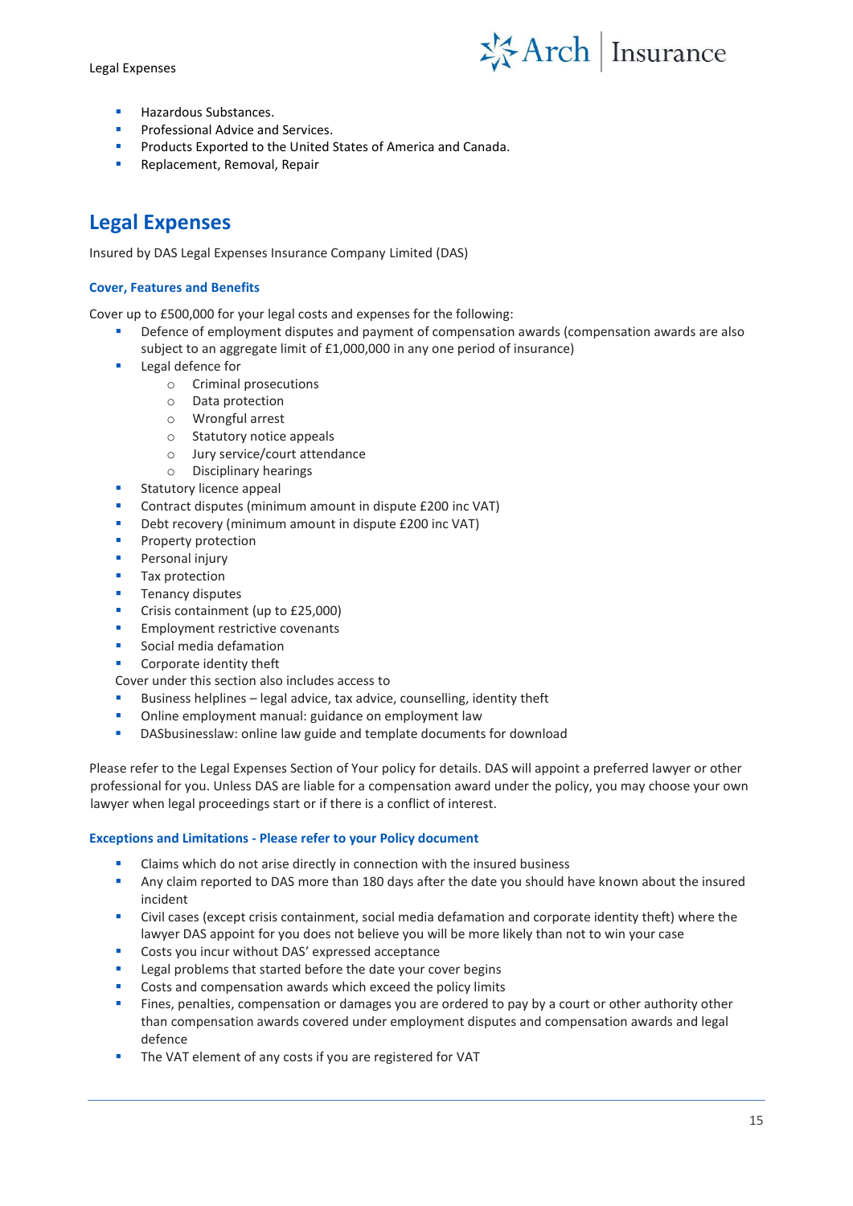- Hazardous Substances.
- Professional Advice and Services.
- Products Exported to the United States of America and Canada.
- Replacement, Removal, Repair

## Legal Expenses

Insured by DAS Legal Expenses Insurance Company Limited (DAS)

### Cover, Features and Benefits

Cover up to £500,000 for your legal costs and expenses for the following:

- Defence of employment disputes and payment of compensation awards (compensation awards are also subject to an aggregate limit of £1,000,000 in any one period of insurance)
- Legal defence for
  - Criminal prosecutions
  - Data protection
  - Wrongful arrest
  - Statutory notice appeals
  - Jury service/court attendance
  - Disciplinary hearings
- Statutory licence appeal
- Contract disputes (minimum amount in dispute £200 inc VAT)
- Debt recovery (minimum amount in dispute £200 inc VAT)
- Property protection
- Personal injury
- Tax protection
- Tenancy disputes
- Crisis containment (up to £25,000)
- Employment restrictive covenants
- Social media defamation
- Corporate identity theft

Cover under this section also includes access to

- Business helplines – legal advice, tax advice, counselling, identity theft
- Online employment manual: guidance on employment law
- DASbusinesslaw: online law guide and template documents for download

Please refer to the Legal Expenses Section of Your policy for details. DAS will appoint a preferred lawyer or other professional for you. Unless DAS are liable for a compensation award under the policy, you may choose your own lawyer when legal proceedings start or if there is a conflict of interest.

### Exceptions and Limitations - Please refer to your Policy document

- Claims which do not arise directly in connection with the insured business
- Any claim reported to DAS more than 180 days after the date you should have known about the insured incident
- Civil cases (except crisis containment, social media defamation and corporate identity theft) where the lawyer DAS appoint for you does not believe you will be more likely than not to win your case
- Costs you incur without DAS' expressed acceptance
- Legal problems that started before the date your cover begins
- Costs and compensation awards which exceed the policy limits
- Fines, penalties, compensation or damages you are ordered to pay by a court or other authority other than compensation awards covered under employment disputes and compensation awards and legal defence
- The VAT element of any costs if you are registered for VAT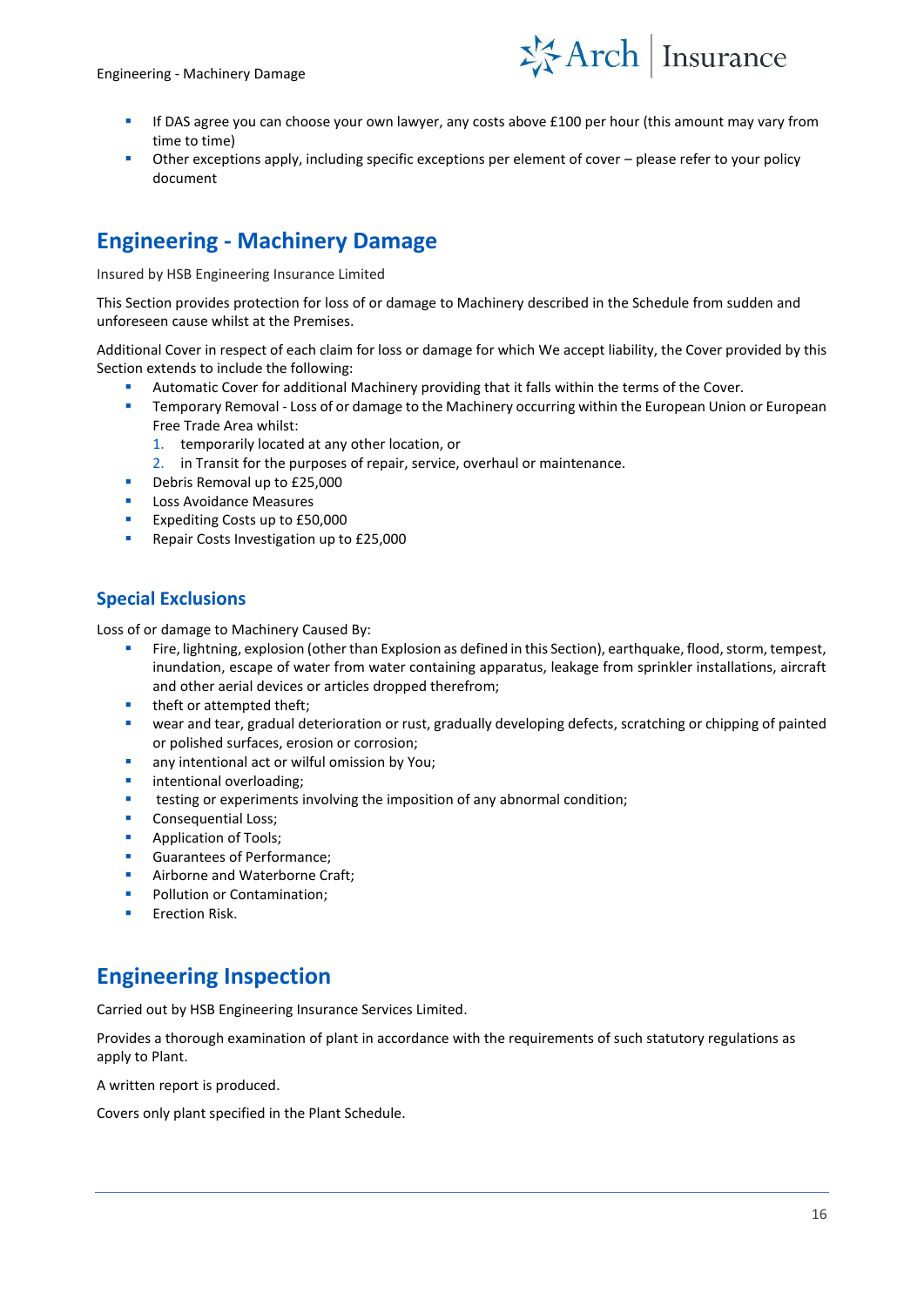- If DAS agree you can choose your own lawyer, any costs above £100 per hour (this amount may vary from time to time)
- Other exceptions apply, including specific exceptions per element of cover – please refer to your policy document

## Engineering - Machinery Damage

Insured by HSB Engineering Insurance Limited

This Section provides protection for loss of or damage to Machinery described in the Schedule from sudden and unforeseen cause whilst at the Premises.

Additional Cover in respect of each claim for loss or damage for which We accept liability, the Cover provided by this Section extends to include the following:

- Automatic Cover for additional Machinery providing that it falls within the terms of the Cover.
- Temporary Removal - Loss of or damage to the Machinery occurring within the European Union or European Free Trade Area whilst:
  1. temporarily located at any other location, or
  2. in Transit for the purposes of repair, service, overhaul or maintenance.
- Debris Removal up to £25,000
- Loss Avoidance Measures
- Expediting Costs up to £50,000
- Repair Costs Investigation up to £25,000

### Special Exclusions

Loss of or damage to Machinery Caused By:

- Fire, lightning, explosion (other than Explosion as defined in this Section), earthquake, flood, storm, tempest, inundation, escape of water from water containing apparatus, leakage from sprinkler installations, aircraft and other aerial devices or articles dropped therefrom;
- theft or attempted theft;
- wear and tear, gradual deterioration or rust, gradually developing defects, scratching or chipping of painted or polished surfaces, erosion or corrosion;
- any intentional act or wilful omission by You;
- intentional overloading;
- testing or experiments involving the imposition of any abnormal condition;
- Consequential Loss;
- Application of Tools;
- Guarantees of Performance;
- Airborne and Waterborne Craft;
- Pollution or Contamination;
- Erection Risk.

## Engineering Inspection

Carried out by HSB Engineering Insurance Services Limited.

Provides a thorough examination of plant in accordance with the requirements of such statutory regulations as apply to Plant.

A written report is produced.

Covers only plant specified in the Plant Schedule.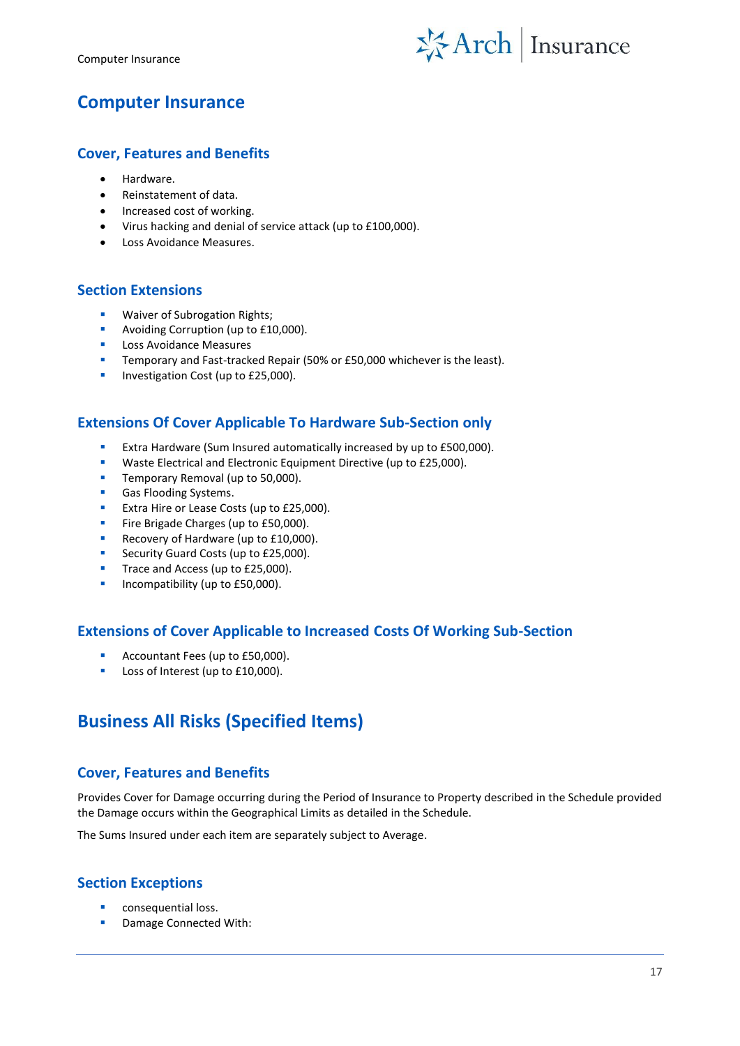# Computer Insurance

## Cover, Features and Benefits

- Hardware.
- Reinstatement of data.
- Increased cost of working.
- Virus hacking and denial of service attack (up to £100,000).
- Loss Avoidance Measures.

## Section Extensions

- Waiver of Subrogation Rights;
- Avoiding Corruption (up to £10,000).
- Loss Avoidance Measures
- Temporary and Fast-tracked Repair (50% or £50,000 whichever is the least).
- Investigation Cost (up to £25,000).

## Extensions Of Cover Applicable To Hardware Sub-Section only

- Extra Hardware (Sum Insured automatically increased by up to £500,000).
- Waste Electrical and Electronic Equipment Directive (up to £25,000).
- Temporary Removal (up to 50,000).
- Gas Flooding Systems.
- Extra Hire or Lease Costs (up to £25,000).
- Fire Brigade Charges (up to £50,000).
- Recovery of Hardware (up to £10,000).
- Security Guard Costs (up to £25,000).
- Trace and Access (up to £25,000).
- Incompatibility (up to £50,000).

## Extensions of Cover Applicable to Increased Costs Of Working Sub-Section

- Accountant Fees (up to £50,000).
- Loss of Interest (up to £10,000).

# Business All Risks (Specified Items)

## Cover, Features and Benefits

Provides Cover for Damage occurring during the Period of Insurance to Property described in the Schedule provided the Damage occurs within the Geographical Limits as detailed in the Schedule.

The Sums Insured under each item are separately subject to Average.

## Section Exceptions

- consequential loss.
- Damage Connected With: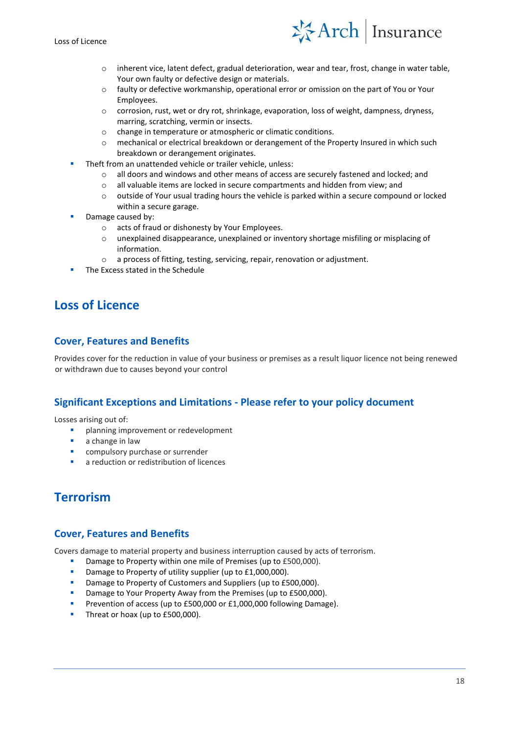- inherent vice, latent defect, gradual deterioration, wear and tear, frost, change in water table, Your own faulty or defective design or materials.
    - faulty or defective workmanship, operational error or omission on the part of You or Your Employees.
    - corrosion, rust, wet or dry rot, shrinkage, evaporation, loss of weight, dampness, dryness, marring, scratching, vermin or insects.
    - change in temperature or atmospheric or climatic conditions.
    - mechanical or electrical breakdown or derangement of the Property Insured in which such breakdown or derangement originates.
- Theft from an unattended vehicle or trailer vehicle, unless:
    - all doors and windows and other means of access are securely fastened and locked; and
    - all valuable items are locked in secure compartments and hidden from view; and
    - outside of Your usual trading hours the vehicle is parked within a secure compound or locked within a secure garage.
- Damage caused by:
    - acts of fraud or dishonesty by Your Employees.
    - unexplained disappearance, unexplained or inventory shortage misfiling or misplacing of information.
    - a process of fitting, testing, servicing, repair, renovation or adjustment.
- The Excess stated in the Schedule

# Loss of Licence

## Cover, Features and Benefits

Provides cover for the reduction in value of your business or premises as a result liquor licence not being renewed or withdrawn due to causes beyond your control

## Significant Exceptions and Limitations - Please refer to your policy document

Losses arising out of:

- planning improvement or redevelopment
- a change in law
- compulsory purchase or surrender
- a reduction or redistribution of licences

# Terrorism

## Cover, Features and Benefits

Covers damage to material property and business interruption caused by acts of terrorism.

- Damage to Property within one mile of Premises (up to £500,000).
- Damage to Property of utility supplier (up to £1,000,000).
- Damage to Property of Customers and Suppliers (up to £500,000).
- Damage to Your Property Away from the Premises (up to £500,000).
- Prevention of access (up to £500,000 or £1,000,000 following Damage).
- Threat or hoax (up to £500,000).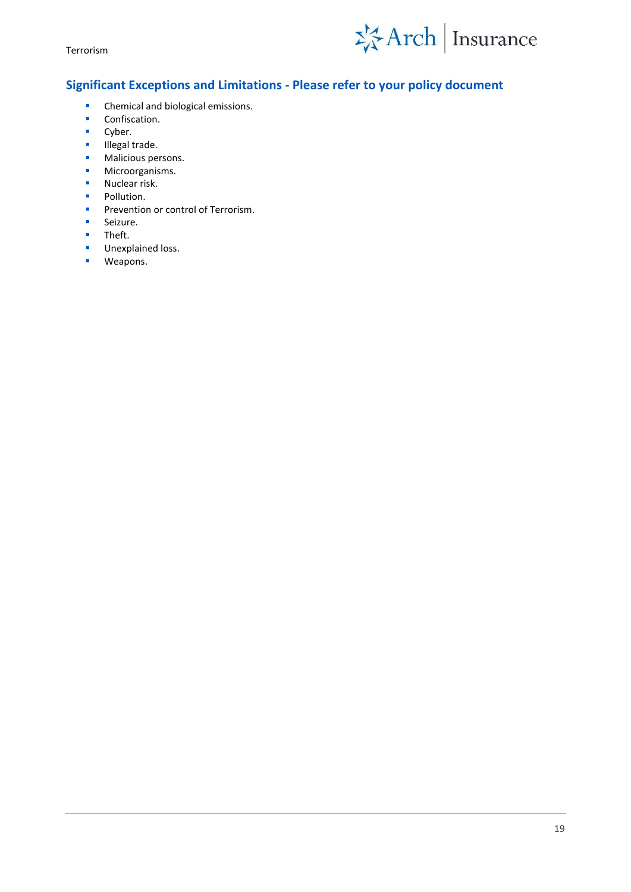## Significant Exceptions and Limitations - Please refer to your policy document

- Chemical and biological emissions.
- Confiscation.
- Cyber.
- Illegal trade.
- Malicious persons.
- Microorganisms.
- Nuclear risk.
- Pollution.
- Prevention or control of Terrorism.
- Seizure.
- Theft.
- Unexplained loss.
- Weapons.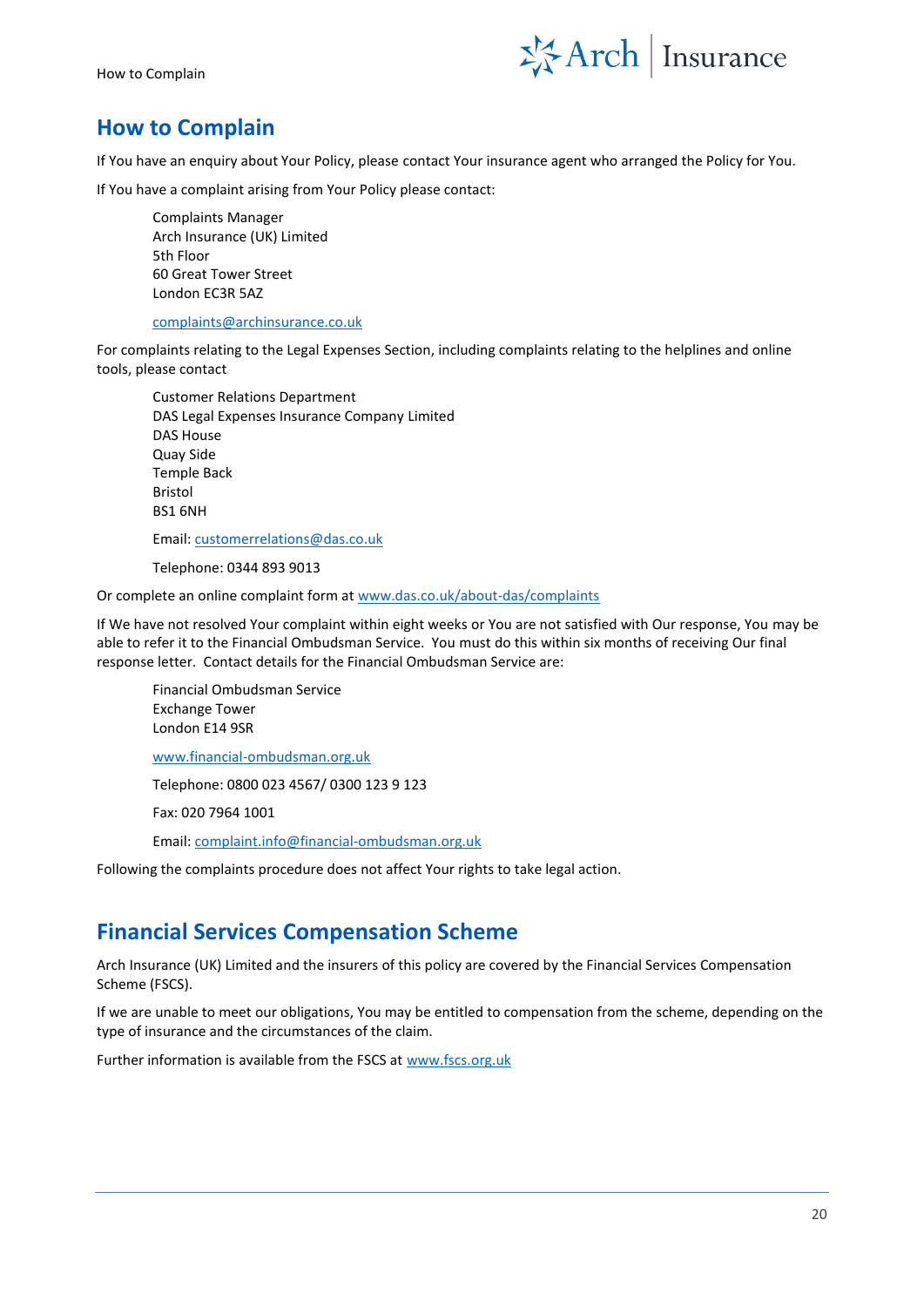# How to Complain

If You have an enquiry about Your Policy, please contact Your insurance agent who arranged the Policy for You.

If You have a complaint arising from Your Policy please contact:

Complaints Manager
Arch Insurance (UK) Limited
5th Floor
60 Great Tower Street
London EC3R 5AZ

complaints@archinsurance.co.uk

For complaints relating to the Legal Expenses Section, including complaints relating to the helplines and online tools, please contact

Customer Relations Department
DAS Legal Expenses Insurance Company Limited
DAS House
Quay Side
Temple Back
Bristol
BS1 6NH

Email: customerrelations@das.co.uk

Telephone: 0344 893 9013

Or complete an online complaint form at www.das.co.uk/about-das/complaints

If We have not resolved Your complaint within eight weeks or You are not satisfied with Our response, You may be able to refer it to the Financial Ombudsman Service. You must do this within six months of receiving Our final response letter. Contact details for the Financial Ombudsman Service are:

Financial Ombudsman Service
Exchange Tower
London E14 9SR

www.financial-ombudsman.org.uk

Telephone: 0800 023 4567/ 0300 123 9 123

Fax: 020 7964 1001

Email: complaint.info@financial-ombudsman.org.uk

Following the complaints procedure does not affect Your rights to take legal action.

# Financial Services Compensation Scheme

Arch Insurance (UK) Limited and the insurers of this policy are covered by the Financial Services Compensation Scheme (FSCS).

If we are unable to meet our obligations, You may be entitled to compensation from the scheme, depending on the type of insurance and the circumstances of the claim.

Further information is available from the FSCS at www.fscs.org.uk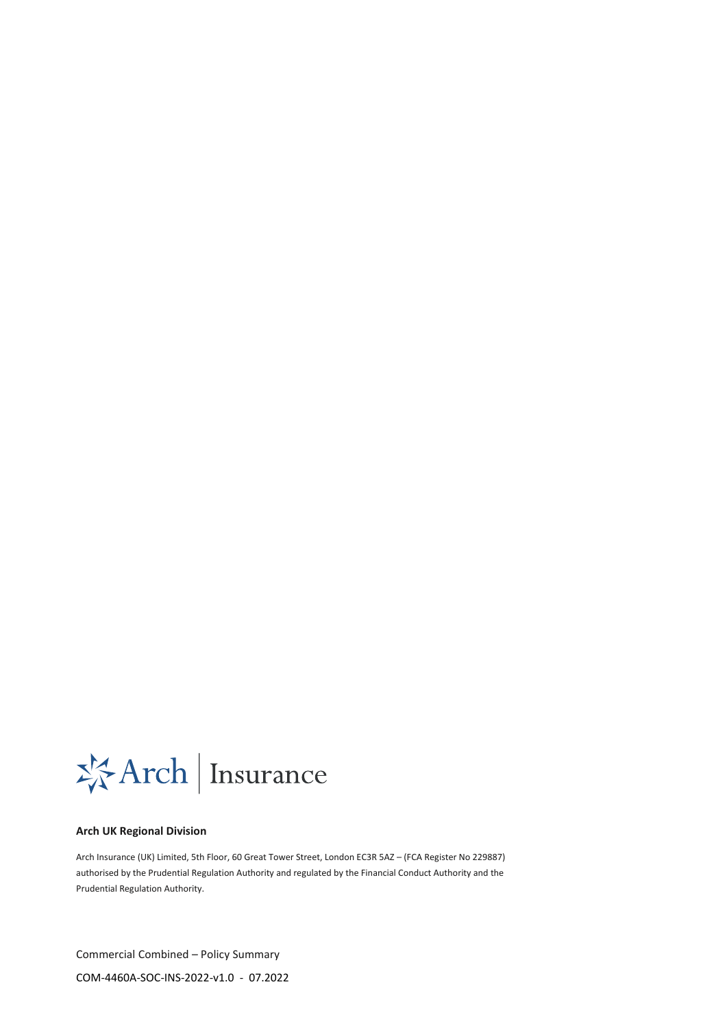Arch | Insurance

**Arch UK Regional Division**

Arch Insurance (UK) Limited, 5th Floor, 60 Great Tower Street, London EC3R 5AZ – (FCA Register No 229887) authorised by the Prudential Regulation Authority and regulated by the Financial Conduct Authority and the Prudential Regulation Authority.

Commercial Combined – Policy Summary

COM-4460A-SOC-INS-2022-v1.0 - 07.2022